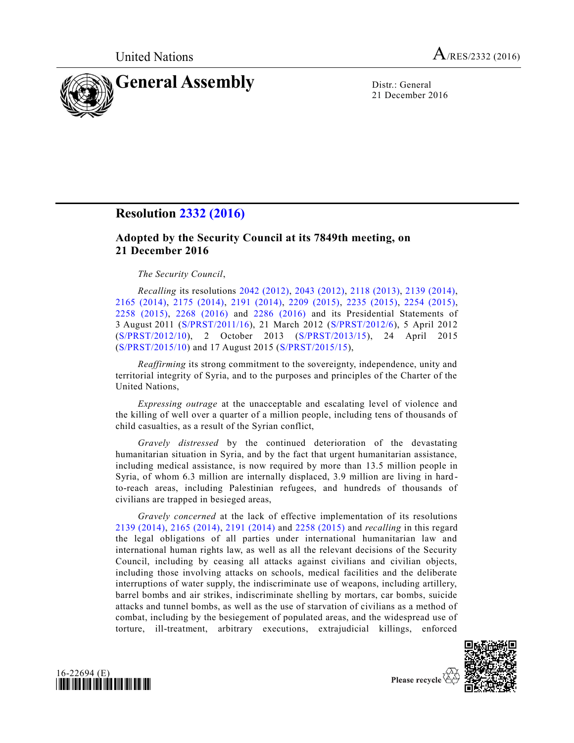United Nations A/RES/2332 (2016)

# General Assembly

Distr.: General
21 December 2016

## Resolution 2332 (2016)

### Adopted by the Security Council at its 7849th meeting, on 21 December 2016

*The Security Council*,

*Recalling* its resolutions 2042 (2012), 2043 (2012), 2118 (2013), 2139 (2014), 2165 (2014), 2175 (2014), 2191 (2014), 2209 (2015), 2235 (2015), 2254 (2015), 2258 (2015), 2268 (2016) and 2286 (2016) and its Presidential Statements of 3 August 2011 (S/PRST/2011/16), 21 March 2012 (S/PRST/2012/6), 5 April 2012 (S/PRST/2012/10), 2 October 2013 (S/PRST/2013/15), 24 April 2015 (S/PRST/2015/10) and 17 August 2015 (S/PRST/2015/15),

*Reaffirming* its strong commitment to the sovereignty, independence, unity and territorial integrity of Syria, and to the purposes and principles of the Charter of the United Nations,

*Expressing outrage* at the unacceptable and escalating level of violence and the killing of well over a quarter of a million people, including tens of thousands of child casualties, as a result of the Syrian conflict,

*Gravely distressed* by the continued deterioration of the devastating humanitarian situation in Syria, and by the fact that urgent humanitarian assistance, including medical assistance, is now required by more than 13.5 million people in Syria, of whom 6.3 million are internally displaced, 3.9 million are living in hard-to-reach areas, including Palestinian refugees, and hundreds of thousands of civilians are trapped in besieged areas,

*Gravely concerned* at the lack of effective implementation of its resolutions 2139 (2014), 2165 (2014), 2191 (2014) and 2258 (2015) and *recalling* in this regard the legal obligations of all parties under international humanitarian law and international human rights law, as well as all the relevant decisions of the Security Council, including by ceasing all attacks against civilians and civilian objects, including those involving attacks on schools, medical facilities and the deliberate interruptions of water supply, the indiscriminate use of weapons, including artillery, barrel bombs and air strikes, indiscriminate shelling by mortars, car bombs, suicide attacks and tunnel bombs, as well as the use of starvation of civilians as a method of combat, including by the besiegement of populated areas, and the widespread use of torture, ill-treatment, arbitrary executions, extrajudicial killings, enforced

16-22694 (E)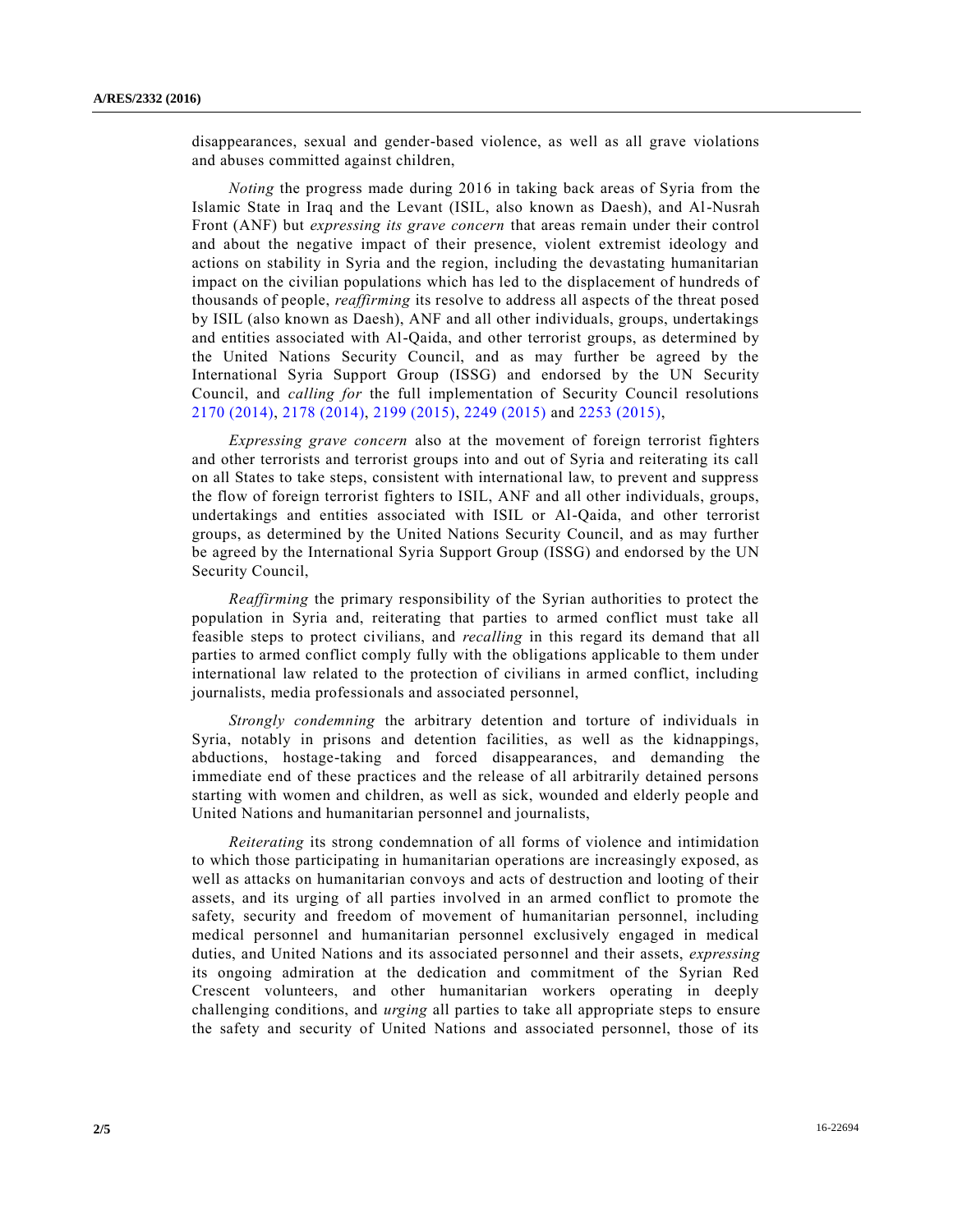disappearances, sexual and gender-based violence, as well as all grave violations and abuses committed against children,

*Noting* the progress made during 2016 in taking back areas of Syria from the Islamic State in Iraq and the Levant (ISIL, also known as Daesh), and Al-Nusrah Front (ANF) but *expressing its grave concern* that areas remain under their control and about the negative impact of their presence, violent extremist ideology and actions on stability in Syria and the region, including the devastating humanitarian impact on the civilian populations which has led to the displacement of hundreds of thousands of people, *reaffirming* its resolve to address all aspects of the threat posed by ISIL (also known as Daesh), ANF and all other individuals, groups, undertakings and entities associated with Al-Qaida, and other terrorist groups, as determined by the United Nations Security Council, and as may further be agreed by the International Syria Support Group (ISSG) and endorsed by the UN Security Council, and *calling for* the full implementation of Security Council resolutions 2170 (2014), 2178 (2014), 2199 (2015), 2249 (2015) and 2253 (2015),

*Expressing grave concern* also at the movement of foreign terrorist fighters and other terrorists and terrorist groups into and out of Syria and reiterating its call on all States to take steps, consistent with international law, to prevent and suppress the flow of foreign terrorist fighters to ISIL, ANF and all other individuals, groups, undertakings and entities associated with ISIL or Al-Qaida, and other terrorist groups, as determined by the United Nations Security Council, and as may further be agreed by the International Syria Support Group (ISSG) and endorsed by the UN Security Council,

*Reaffirming* the primary responsibility of the Syrian authorities to protect the population in Syria and, reiterating that parties to armed conflict must take all feasible steps to protect civilians, and *recalling* in this regard its demand that all parties to armed conflict comply fully with the obligations applicable to them under international law related to the protection of civilians in armed conflict, including journalists, media professionals and associated personnel,

*Strongly condemning* the arbitrary detention and torture of individuals in Syria, notably in prisons and detention facilities, as well as the kidnappings, abductions, hostage-taking and forced disappearances, and demanding the immediate end of these practices and the release of all arbitrarily detained persons starting with women and children, as well as sick, wounded and elderly people and United Nations and humanitarian personnel and journalists,

*Reiterating* its strong condemnation of all forms of violence and intimidation to which those participating in humanitarian operations are increasingly exposed, as well as attacks on humanitarian convoys and acts of destruction and looting of their assets, and its urging of all parties involved in an armed conflict to promote the safety, security and freedom of movement of humanitarian personnel, including medical personnel and humanitarian personnel exclusively engaged in medical duties, and United Nations and its associated personnel and their assets, *expressing* its ongoing admiration at the dedication and commitment of the Syrian Red Crescent volunteers, and other humanitarian workers operating in deeply challenging conditions, and *urging* all parties to take all appropriate steps to ensure the safety and security of United Nations and associated personnel, those of its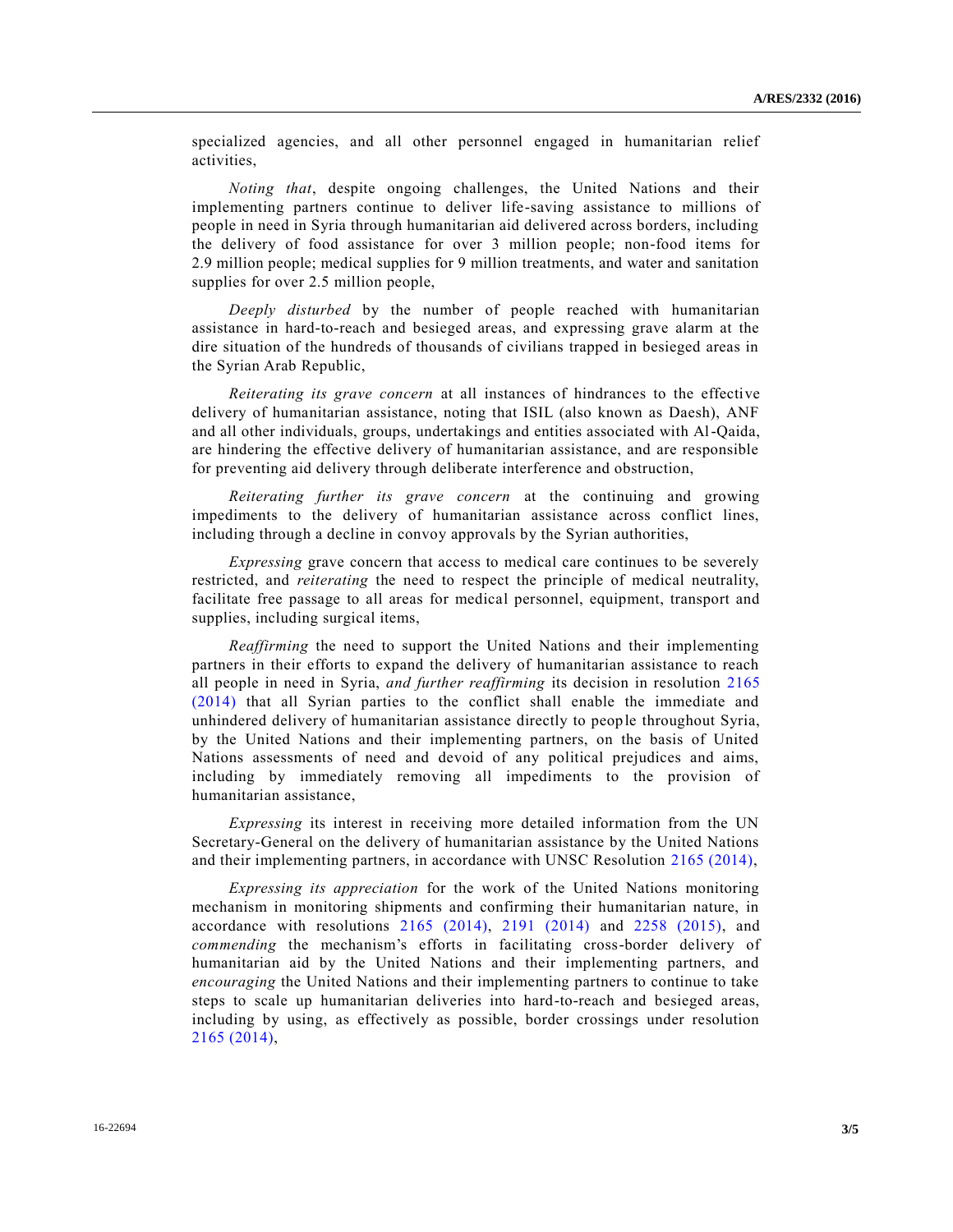specialized agencies, and all other personnel engaged in humanitarian relief activities,

*Noting that*, despite ongoing challenges, the United Nations and their implementing partners continue to deliver life-saving assistance to millions of people in need in Syria through humanitarian aid delivered across borders, including the delivery of food assistance for over 3 million people; non-food items for 2.9 million people; medical supplies for 9 million treatments, and water and sanitation supplies for over 2.5 million people,

*Deeply disturbed* by the number of people reached with humanitarian assistance in hard-to-reach and besieged areas, and expressing grave alarm at the dire situation of the hundreds of thousands of civilians trapped in besieged areas in the Syrian Arab Republic,

*Reiterating its grave concern* at all instances of hindrances to the effective delivery of humanitarian assistance, noting that ISIL (also known as Daesh), ANF and all other individuals, groups, undertakings and entities associated with Al-Qaida, are hindering the effective delivery of humanitarian assistance, and are responsible for preventing aid delivery through deliberate interference and obstruction,

*Reiterating further its grave concern* at the continuing and growing impediments to the delivery of humanitarian assistance across conflict lines, including through a decline in convoy approvals by the Syrian authorities,

*Expressing* grave concern that access to medical care continues to be severely restricted, and *reiterating* the need to respect the principle of medical neutrality, facilitate free passage to all areas for medical personnel, equipment, transport and supplies, including surgical items,

*Reaffirming* the need to support the United Nations and their implementing partners in their efforts to expand the delivery of humanitarian assistance to reach all people in need in Syria, *and further reaffirming* its decision in resolution 2165 (2014) that all Syrian parties to the conflict shall enable the immediate and unhindered delivery of humanitarian assistance directly to people throughout Syria, by the United Nations and their implementing partners, on the basis of United Nations assessments of need and devoid of any political prejudices and aims, including by immediately removing all impediments to the provision of humanitarian assistance,

*Expressing* its interest in receiving more detailed information from the UN Secretary-General on the delivery of humanitarian assistance by the United Nations and their implementing partners, in accordance with UNSC Resolution 2165 (2014),

*Expressing its appreciation* for the work of the United Nations monitoring mechanism in monitoring shipments and confirming their humanitarian nature, in accordance with resolutions 2165 (2014), 2191 (2014) and 2258 (2015), and *commending* the mechanism's efforts in facilitating cross-border delivery of humanitarian aid by the United Nations and their implementing partners, and *encouraging* the United Nations and their implementing partners to continue to take steps to scale up humanitarian deliveries into hard-to-reach and besieged areas, including by using, as effectively as possible, border crossings under resolution 2165 (2014),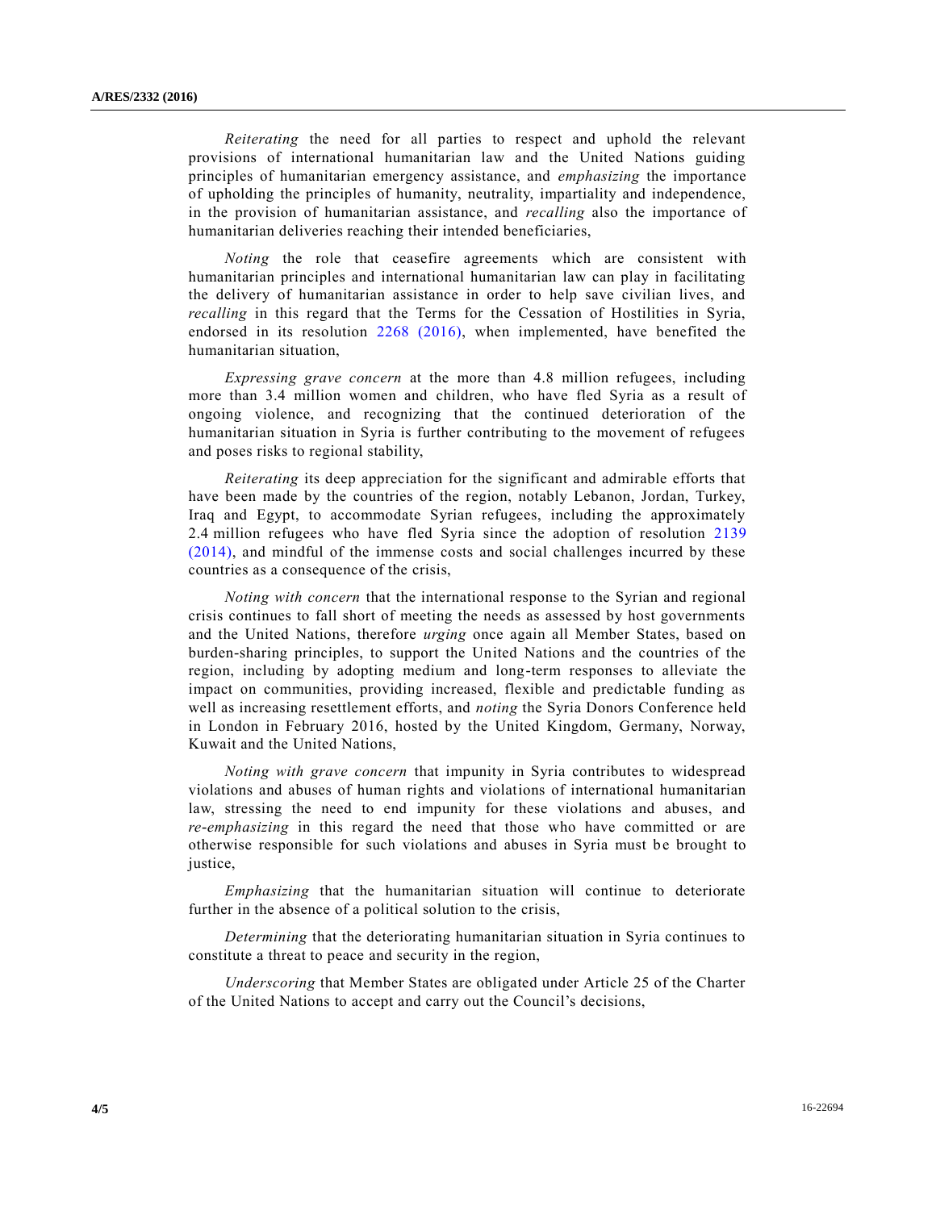*Reiterating* the need for all parties to respect and uphold the relevant provisions of international humanitarian law and the United Nations guiding principles of humanitarian emergency assistance, and *emphasizing* the importance of upholding the principles of humanity, neutrality, impartiality and independence, in the provision of humanitarian assistance, and *recalling* also the importance of humanitarian deliveries reaching their intended beneficiaries,

*Noting* the role that ceasefire agreements which are consistent with humanitarian principles and international humanitarian law can play in facilitating the delivery of humanitarian assistance in order to help save civilian lives, and *recalling* in this regard that the Terms for the Cessation of Hostilities in Syria, endorsed in its resolution 2268 (2016), when implemented, have benefited the humanitarian situation,

*Expressing grave concern* at the more than 4.8 million refugees, including more than 3.4 million women and children, who have fled Syria as a result of ongoing violence, and recognizing that the continued deterioration of the humanitarian situation in Syria is further contributing to the movement of refugees and poses risks to regional stability,

*Reiterating* its deep appreciation for the significant and admirable efforts that have been made by the countries of the region, notably Lebanon, Jordan, Turkey, Iraq and Egypt, to accommodate Syrian refugees, including the approximately 2.4 million refugees who have fled Syria since the adoption of resolution 2139 (2014), and mindful of the immense costs and social challenges incurred by these countries as a consequence of the crisis,

*Noting with concern* that the international response to the Syrian and regional crisis continues to fall short of meeting the needs as assessed by host governments and the United Nations, therefore *urging* once again all Member States, based on burden-sharing principles, to support the United Nations and the countries of the region, including by adopting medium and long-term responses to alleviate the impact on communities, providing increased, flexible and predictable funding as well as increasing resettlement efforts, and *noting* the Syria Donors Conference held in London in February 2016, hosted by the United Kingdom, Germany, Norway, Kuwait and the United Nations,

*Noting with grave concern* that impunity in Syria contributes to widespread violations and abuses of human rights and violations of international humanitarian law, stressing the need to end impunity for these violations and abuses, and *re-emphasizing* in this regard the need that those who have committed or are otherwise responsible for such violations and abuses in Syria must be brought to justice,

*Emphasizing* that the humanitarian situation will continue to deteriorate further in the absence of a political solution to the crisis,

*Determining* that the deteriorating humanitarian situation in Syria continues to constitute a threat to peace and security in the region,

*Underscoring* that Member States are obligated under Article 25 of the Charter of the United Nations to accept and carry out the Council's decisions,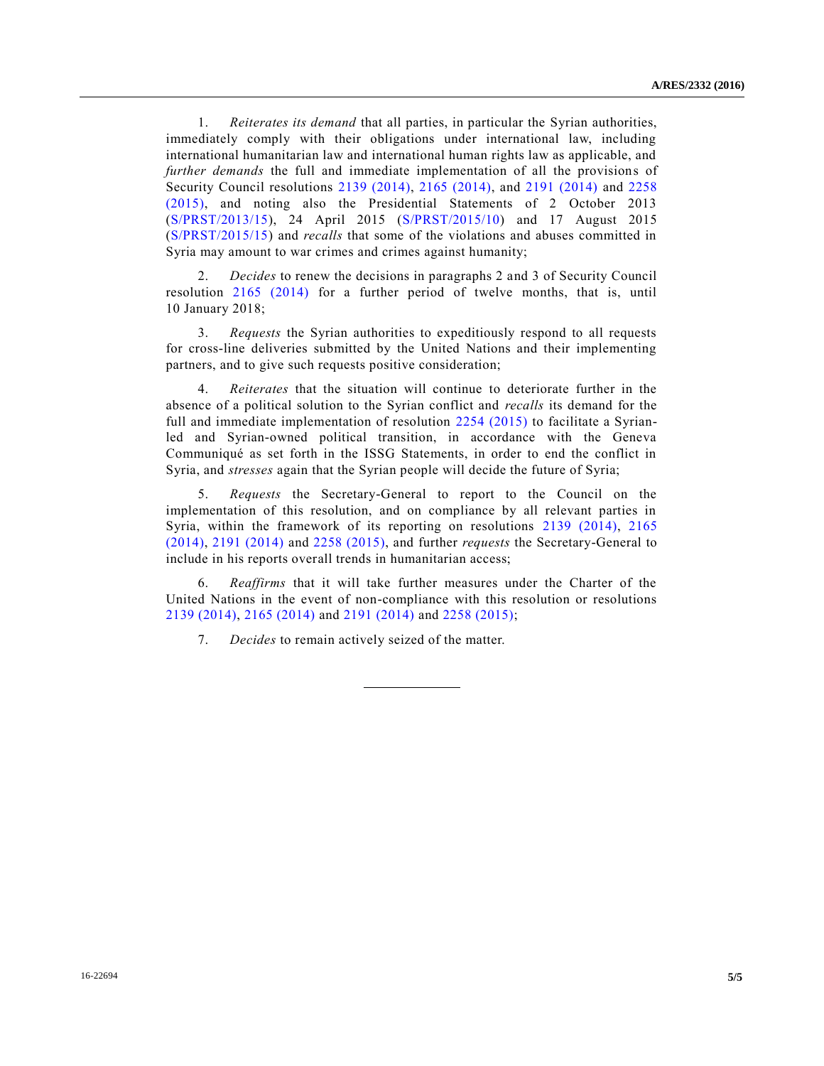1. *Reiterates its demand* that all parties, in particular the Syrian authorities, immediately comply with their obligations under international law, including international humanitarian law and international human rights law as applicable, and *further demands* the full and immediate implementation of all the provisions of Security Council resolutions 2139 (2014), 2165 (2014), and 2191 (2014) and 2258 (2015), and noting also the Presidential Statements of 2 October 2013 (S/PRST/2013/15), 24 April 2015 (S/PRST/2015/10) and 17 August 2015 (S/PRST/2015/15) and *recalls* that some of the violations and abuses committed in Syria may amount to war crimes and crimes against humanity;

2. *Decides* to renew the decisions in paragraphs 2 and 3 of Security Council resolution 2165 (2014) for a further period of twelve months, that is, until 10 January 2018;

3. *Requests* the Syrian authorities to expeditiously respond to all requests for cross-line deliveries submitted by the United Nations and their implementing partners, and to give such requests positive consideration;

4. *Reiterates* that the situation will continue to deteriorate further in the absence of a political solution to the Syrian conflict and *recalls* its demand for the full and immediate implementation of resolution 2254 (2015) to facilitate a Syrian-led and Syrian-owned political transition, in accordance with the Geneva Communiqué as set forth in the ISSG Statements, in order to end the conflict in Syria, and *stresses* again that the Syrian people will decide the future of Syria;

5. *Requests* the Secretary-General to report to the Council on the implementation of this resolution, and on compliance by all relevant parties in Syria, within the framework of its reporting on resolutions 2139 (2014), 2165 (2014), 2191 (2014) and 2258 (2015), and further *requests* the Secretary-General to include in his reports overall trends in humanitarian access;

6. *Reaffirms* that it will take further measures under the Charter of the United Nations in the event of non-compliance with this resolution or resolutions 2139 (2014), 2165 (2014) and 2191 (2014) and 2258 (2015);

7. *Decides* to remain actively seized of the matter.